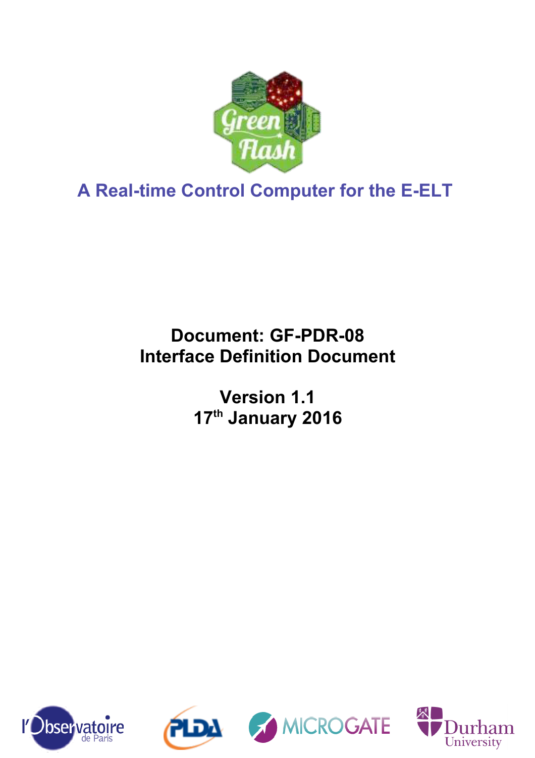# A Real-time Control Computer for the E-ELT

**Document: GF-PDR-08**
**Interface Definition Document**

**Version 1.1**
**17th January 2016**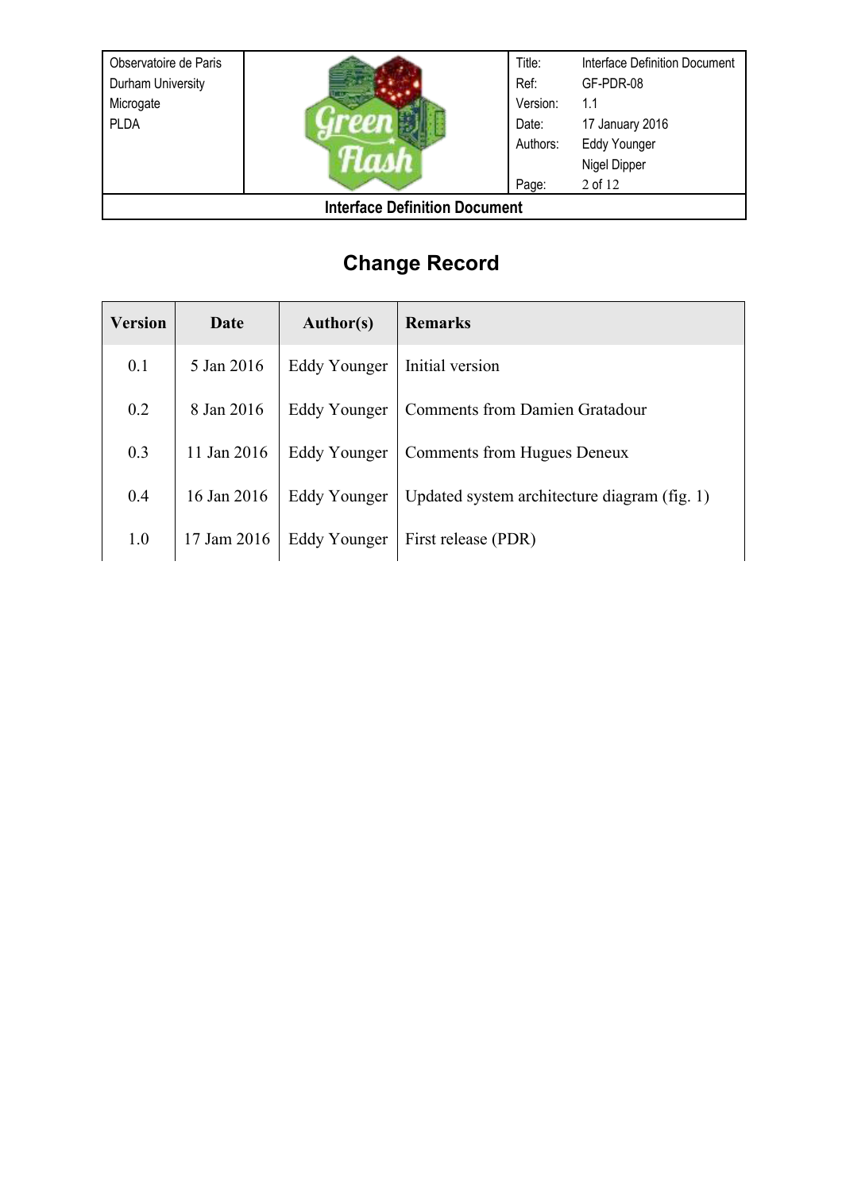# Change Record

| Version | Date | Author(s) | Remarks |
|---|---|---|---|
| 0.1 | 5 Jan 2016 | Eddy Younger | Initial version |
| 0.2 | 8 Jan 2016 | Eddy Younger | Comments from Damien Gratadour |
| 0.3 | 11 Jan 2016 | Eddy Younger | Comments from Hugues Deneux |
| 0.4 | 16 Jan 2016 | Eddy Younger | Updated system architecture diagram (fig. 1) |
| 1.0 | 17 Jam 2016 | Eddy Younger | First release (PDR) |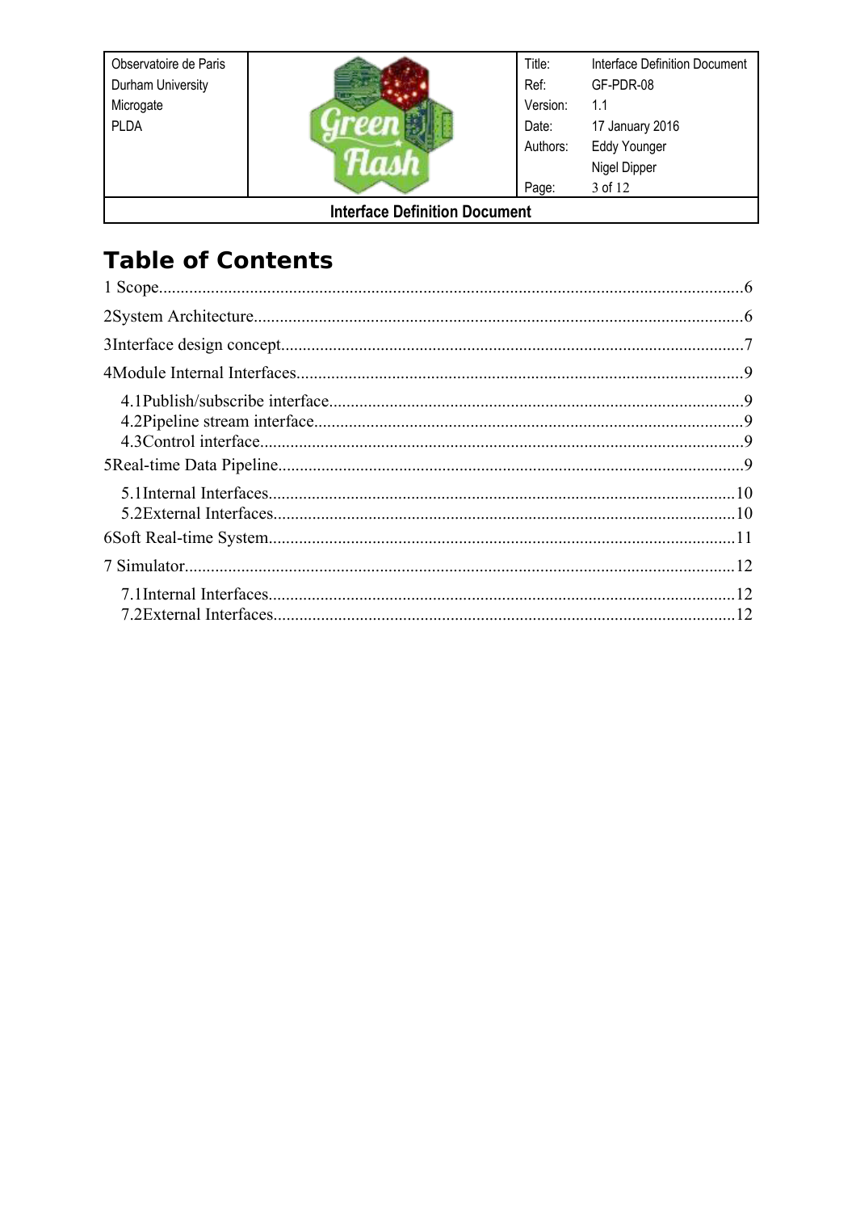# Table of Contents

1 Scope.....6

2System Architecture.....6

3Interface design concept.....7

4Module Internal Interfaces.....9

- 4.1Publish/subscribe interface.....9
- 4.2Pipeline stream interface.....9
- 4.3Control interface.....9

5Real-time Data Pipeline.....9

- 5.1Internal Interfaces.....10
- 5.2External Interfaces.....10

6Soft Real-time System.....11

7 Simulator.....12

- 7.1Internal Interfaces.....12
- 7.2External Interfaces.....12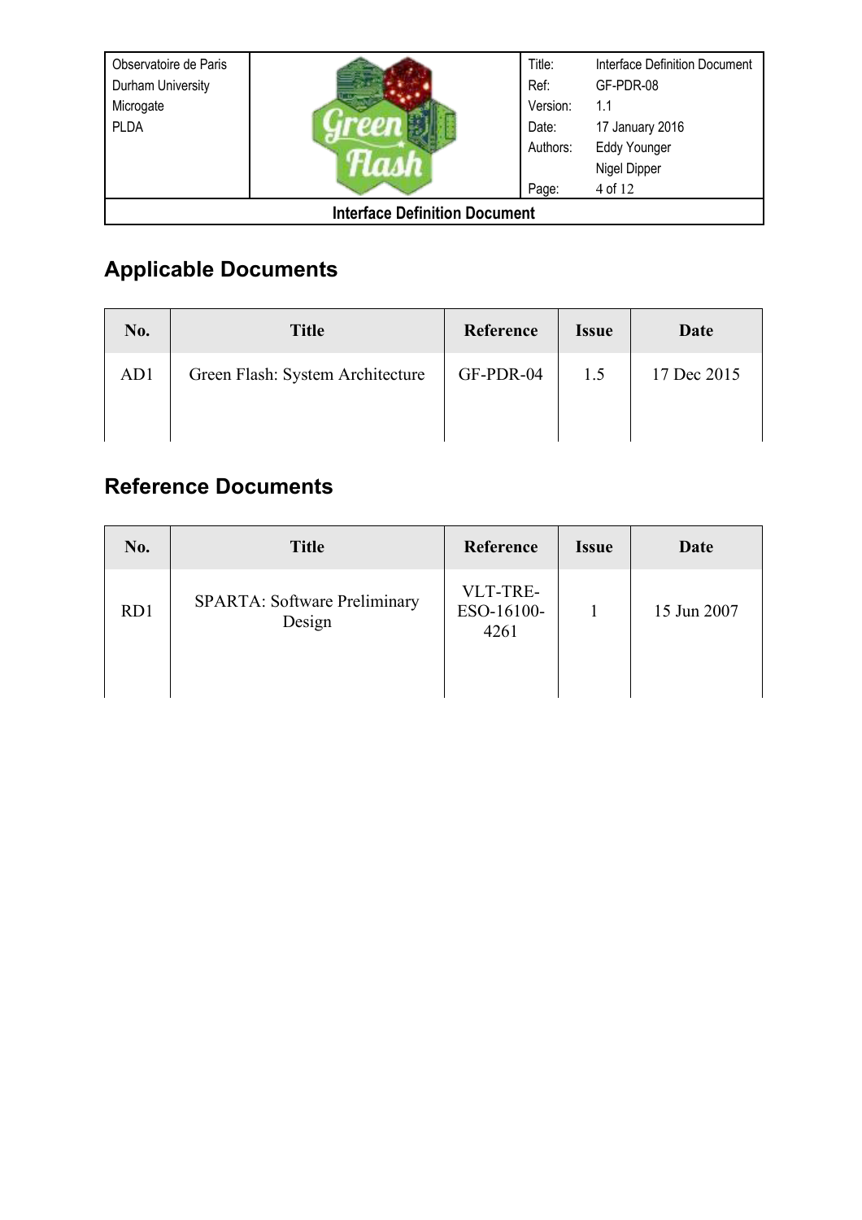## Applicable Documents

| No. | Title | Reference | Issue | Date |
| --- | --- | --- | --- | --- |
| AD1 | Green Flash: System Architecture | GF-PDR-04 | 1.5 | 17 Dec 2015 |

## Reference Documents

| No. | Title | Reference | Issue | Date |
| --- | --- | --- | --- | --- |
| RD1 | SPARTA: Software Preliminary Design | VLT-TRE-ESO-16100-4261 | 1 | 15 Jun 2007 |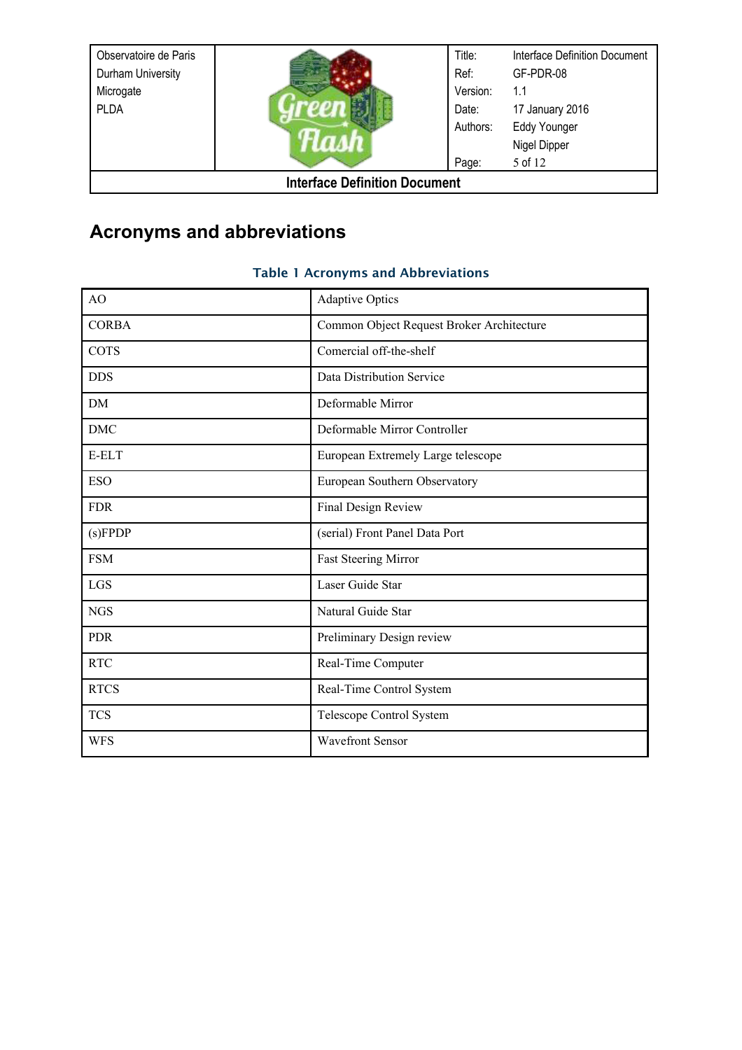# Acronyms and abbreviations

Table 1 Acronyms and Abbreviations

| | |
|---|---|
| AO | Adaptive Optics |
| CORBA | Common Object Request Broker Architecture |
| COTS | Comercial off-the-shelf |
| DDS | Data Distribution Service |
| DM | Deformable Mirror |
| DMC | Deformable Mirror Controller |
| E-ELT | European Extremely Large telescope |
| ESO | European Southern Observatory |
| FDR | Final Design Review |
| (s)FPDP | (serial) Front Panel Data Port |
| FSM | Fast Steering Mirror |
| LGS | Laser Guide Star |
| NGS | Natural Guide Star |
| PDR | Preliminary Design review |
| RTC | Real-Time Computer |
| RTCS | Real-Time Control System |
| TCS | Telescope Control System |
| WFS | Wavefront Sensor |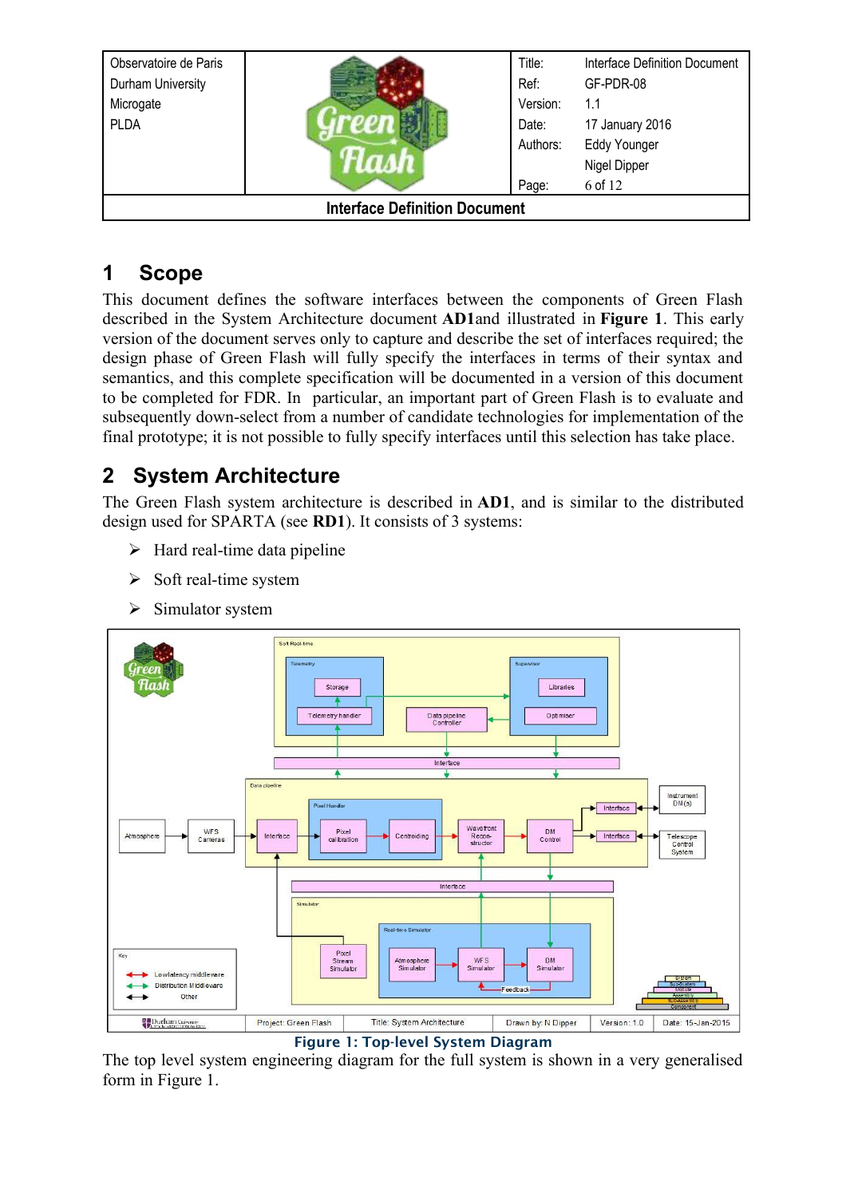# 1 Scope

This document defines the software interfaces between the components of Green Flash described in the System Architecture document **AD1**and illustrated in **Figure 1**. This early version of the document serves only to capture and describe the set of interfaces required; the design phase of Green Flash will fully specify the interfaces in terms of their syntax and semantics, and this complete specification will be documented in a version of this document to be completed for FDR. In particular, an important part of Green Flash is to evaluate and subsequently down-select from a number of candidate technologies for implementation of the final prototype; it is not possible to fully specify interfaces until this selection has take place.

# 2 System Architecture

The Green Flash system architecture is described in **AD1**, and is similar to the distributed design used for SPARTA (see **RD1**). It consists of 3 systems:

- Hard real-time data pipeline
- Soft real-time system
- Simulator system

Figure 1: Top-level System Diagram

The top level system engineering diagram for the full system is shown in a very generalised form in Figure 1.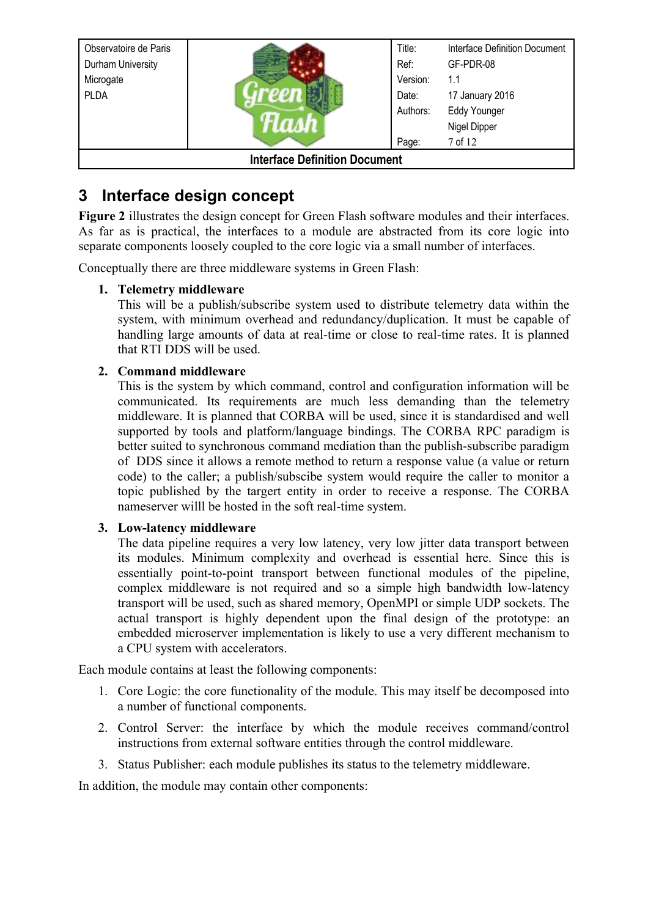# 3 Interface design concept

**Figure 2** illustrates the design concept for Green Flash software modules and their interfaces. As far as is practical, the interfaces to a module are abstracted from its core logic into separate components loosely coupled to the core logic via a small number of interfaces.

Conceptually there are three middleware systems in Green Flash:

1. **Telemetry middleware**
   This will be a publish/subscribe system used to distribute telemetry data within the system, with minimum overhead and redundancy/duplication. It must be capable of handling large amounts of data at real-time or close to real-time rates. It is planned that RTI DDS will be used.

2. **Command middleware**
   This is the system by which command, control and configuration information will be communicated. Its requirements are much less demanding than the telemetry middleware. It is planned that CORBA will be used, since it is standardised and well supported by tools and platform/language bindings. The CORBA RPC paradigm is better suited to synchronous command mediation than the publish-subscribe paradigm of DDS since it allows a remote method to return a response value (a value or return code) to the caller; a publish/subscibe system would require the caller to monitor a topic published by the targert entity in order to receive a response. The CORBA nameserver willl be hosted in the soft real-time system.

3. **Low-latency middleware**
   The data pipeline requires a very low latency, very low jitter data transport between its modules. Minimum complexity and overhead is essential here. Since this is essentially point-to-point transport between functional modules of the pipeline, complex middleware is not required and so a simple high bandwidth low-latency transport will be used, such as shared memory, OpenMPI or simple UDP sockets. The actual transport is highly dependent upon the final design of the prototype: an embedded microserver implementation is likely to use a very different mechanism to a CPU system with accelerators.

Each module contains at least the following components:

1. Core Logic: the core functionality of the module. This may itself be decomposed into a number of functional components.
2. Control Server: the interface by which the module receives command/control instructions from external software entities through the control middleware.
3. Status Publisher: each module publishes its status to the telemetry middleware.

In addition, the module may contain other components: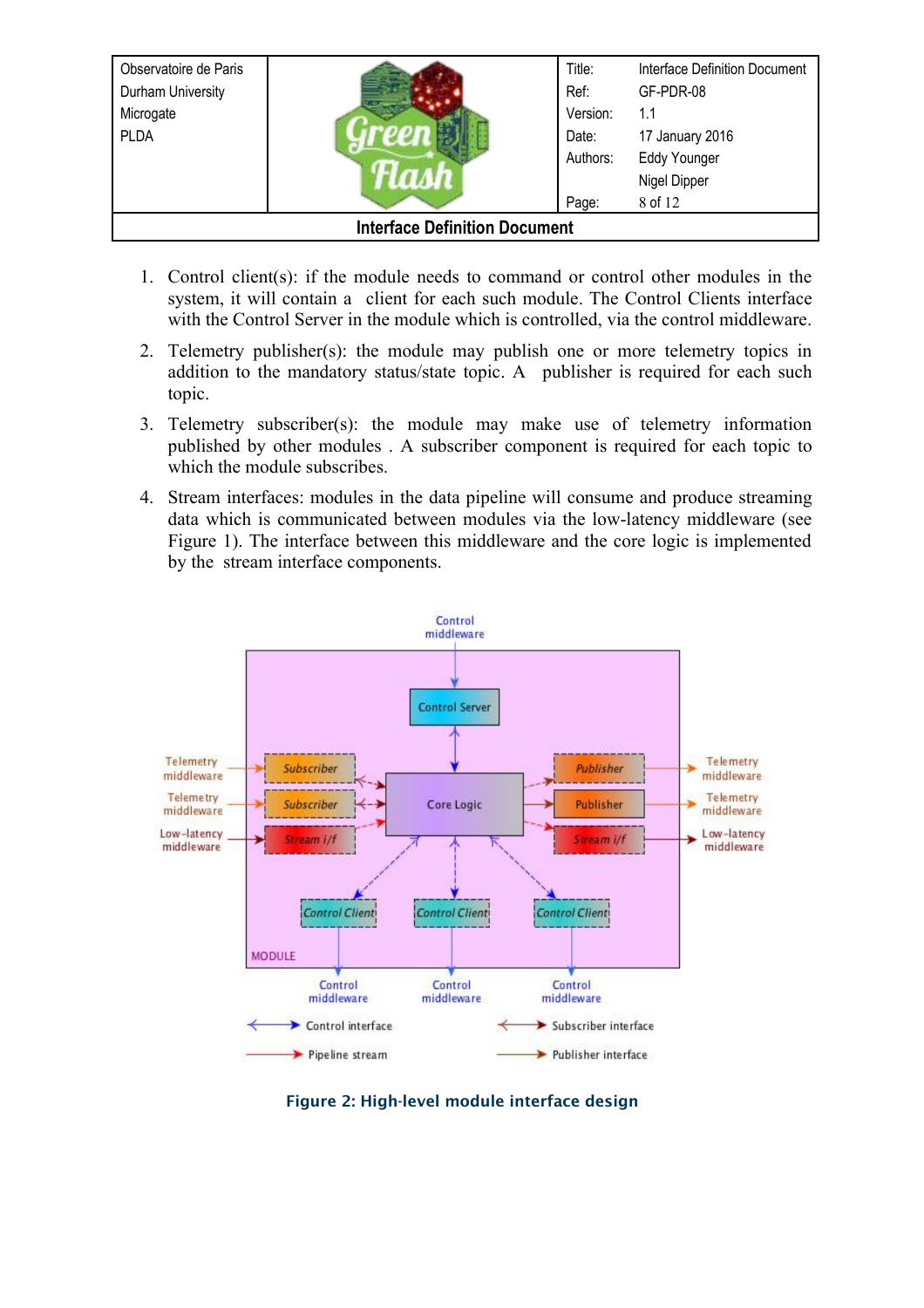1. Control client(s): if the module needs to command or control other modules in the system, it will contain a client for each such module. The Control Clients interface with the Control Server in the module which is controlled, via the control middleware.

2. Telemetry publisher(s): the module may publish one or more telemetry topics in addition to the mandatory status/state topic. A publisher is required for each such topic.

3. Telemetry subscriber(s): the module may make use of telemetry information published by other modules . A subscriber component is required for each topic to which the module subscribes.

4. Stream interfaces: modules in the data pipeline will consume and produce streaming data which is communicated between modules via the low-latency middleware (see Figure 1). The interface between this middleware and the core logic is implemented by the stream interface components.

Figure 2: High-level module interface design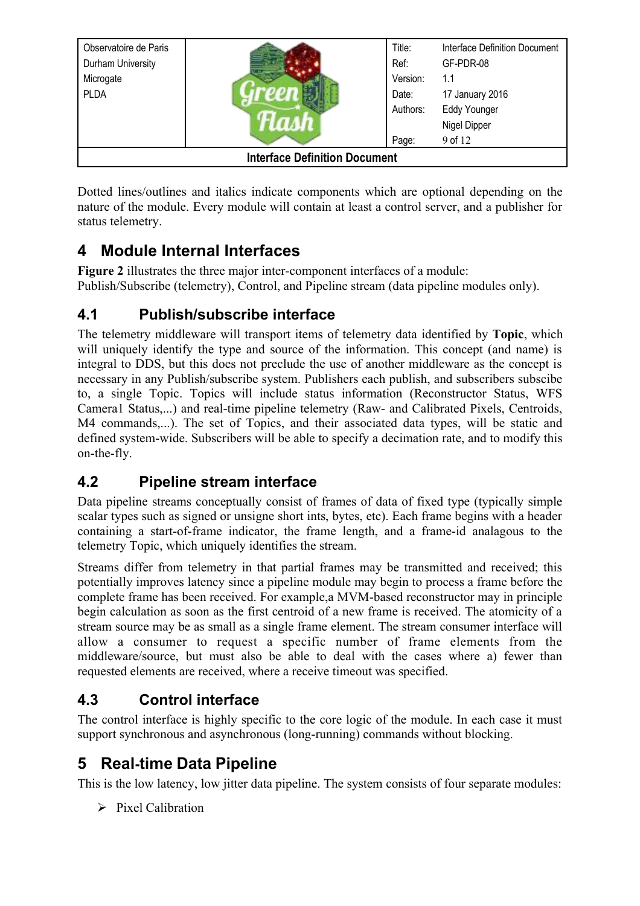Dotted lines/outlines and italics indicate components which are optional depending on the nature of the module. Every module will contain at least a control server, and a publisher for status telemetry.

# 4 Module Internal Interfaces

**Figure 2** illustrates the three major inter-component interfaces of a module: Publish/Subscribe (telemetry), Control, and Pipeline stream (data pipeline modules only).

## 4.1 Publish/subscribe interface

The telemetry middleware will transport items of telemetry data identified by **Topic**, which will uniquely identify the type and source of the information. This concept (and name) is integral to DDS, but this does not preclude the use of another middleware as the concept is necessary in any Publish/subscribe system. Publishers each publish, and subscribers subscibe to, a single Topic. Topics will include status information (Reconstructor Status, WFS Camera1 Status,...) and real-time pipeline telemetry (Raw- and Calibrated Pixels, Centroids, M4 commands,...). The set of Topics, and their associated data types, will be static and defined system-wide. Subscribers will be able to specify a decimation rate, and to modify this on-the-fly.

## 4.2 Pipeline stream interface

Data pipeline streams conceptually consist of frames of data of fixed type (typically simple scalar types such as signed or unsigne short ints, bytes, etc). Each frame begins with a header containing a start-of-frame indicator, the frame length, and a frame-id analagous to the telemetry Topic, which uniquely identifies the stream.

Streams differ from telemetry in that partial frames may be transmitted and received; this potentially improves latency since a pipeline module may begin to process a frame before the complete frame has been received. For example,a MVM-based reconstructor may in principle begin calculation as soon as the first centroid of a new frame is received. The atomicity of a stream source may be as small as a single frame element. The stream consumer interface will allow a consumer to request a specific number of frame elements from the middleware/source, but must also be able to deal with the cases where a) fewer than requested elements are received, where a receive timeout was specified.

## 4.3 Control interface

The control interface is highly specific to the core logic of the module. In each case it must support synchronous and asynchronous (long-running) commands without blocking.

# 5 Real-time Data Pipeline

This is the low latency, low jitter data pipeline. The system consists of four separate modules:

- Pixel Calibration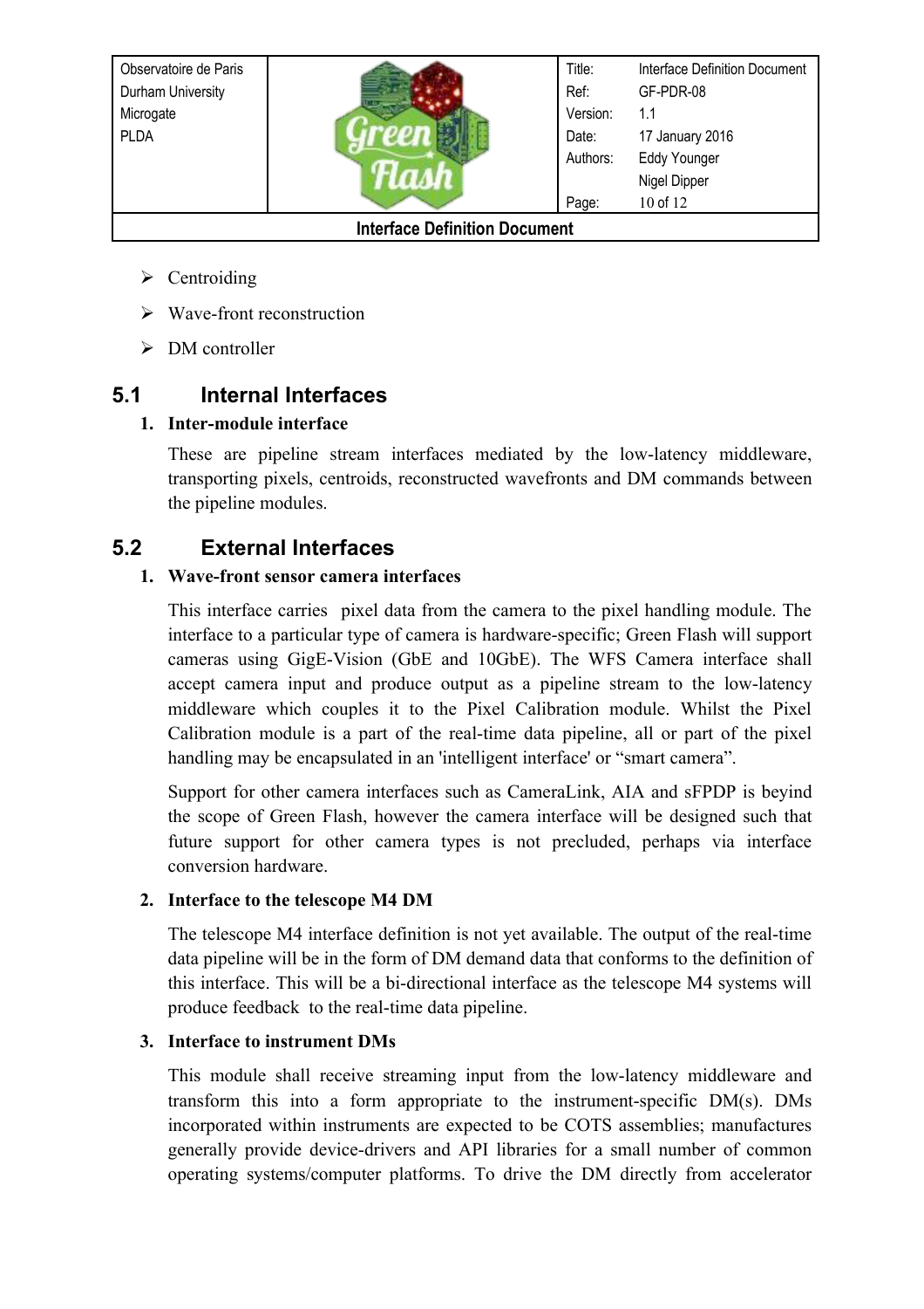- Centroiding
- Wave-front reconstruction
- DM controller

## 5.1 Internal Interfaces

1. **Inter-module interface**

   These are pipeline stream interfaces mediated by the low-latency middleware, transporting pixels, centroids, reconstructed wavefronts and DM commands between the pipeline modules.

## 5.2 External Interfaces

1. **Wave-front sensor camera interfaces**

   This interface carries pixel data from the camera to the pixel handling module. The interface to a particular type of camera is hardware-specific; Green Flash will support cameras using GigE-Vision (GbE and 10GbE). The WFS Camera interface shall accept camera input and produce output as a pipeline stream to the low-latency middleware which couples it to the Pixel Calibration module. Whilst the Pixel Calibration module is a part of the real-time data pipeline, all or part of the pixel handling may be encapsulated in an 'intelligent interface' or “smart camera”.

   Support for other camera interfaces such as CameraLink, AIA and sFPDP is beyind the scope of Green Flash, however the camera interface will be designed such that future support for other camera types is not precluded, perhaps via interface conversion hardware.

2. **Interface to the telescope M4 DM**

   The telescope M4 interface definition is not yet available. The output of the real-time data pipeline will be in the form of DM demand data that conforms to the definition of this interface. This will be a bi-directional interface as the telescope M4 systems will produce feedback to the real-time data pipeline.

3. **Interface to instrument DMs**

   This module shall receive streaming input from the low-latency middleware and transform this into a form appropriate to the instrument-specific DM(s). DMs incorporated within instruments are expected to be COTS assemblies; manufactures generally provide device-drivers and API libraries for a small number of common operating systems/computer platforms. To drive the DM directly from accelerator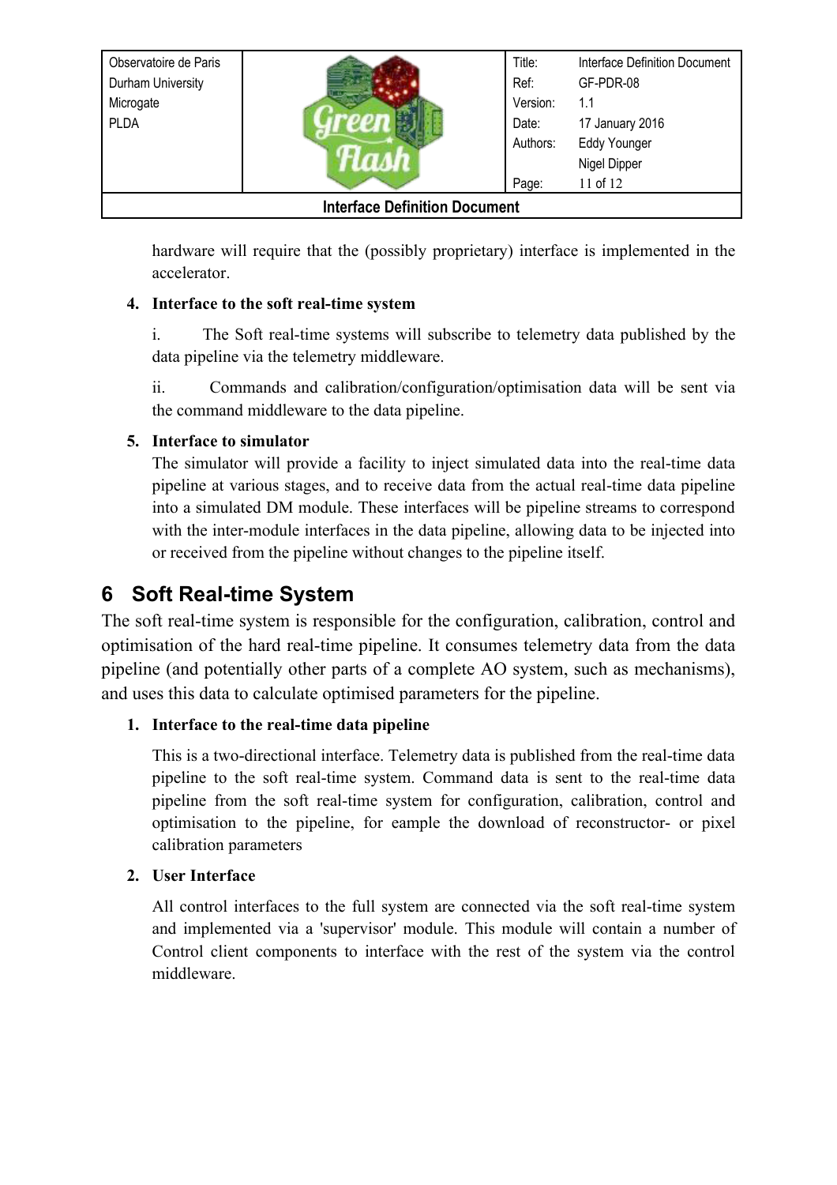hardware will require that the (possibly proprietary) interface is implemented in the accelerator.

4. **Interface to the soft real-time system**

   i. The Soft real-time systems will subscribe to telemetry data published by the data pipeline via the telemetry middleware.

   ii. Commands and calibration/configuration/optimisation data will be sent via the command middleware to the data pipeline.

5. **Interface to simulator**

   The simulator will provide a facility to inject simulated data into the real-time data pipeline at various stages, and to receive data from the actual real-time data pipeline into a simulated DM module. These interfaces will be pipeline streams to correspond with the inter-module interfaces in the data pipeline, allowing data to be injected into or received from the pipeline without changes to the pipeline itself.

# 6 Soft Real-time System

The soft real-time system is responsible for the configuration, calibration, control and optimisation of the hard real-time pipeline. It consumes telemetry data from the data pipeline (and potentially other parts of a complete AO system, such as mechanisms), and uses this data to calculate optimised parameters for the pipeline.

1. **Interface to the real-time data pipeline**

   This is a two-directional interface. Telemetry data is published from the real-time data pipeline to the soft real-time system. Command data is sent to the real-time data pipeline from the soft real-time system for configuration, calibration, control and optimisation to the pipeline, for eample the download of reconstructor- or pixel calibration parameters

2. **User Interface**

   All control interfaces to the full system are connected via the soft real-time system and implemented via a 'supervisor' module. This module will contain a number of Control client components to interface with the rest of the system via the control middleware.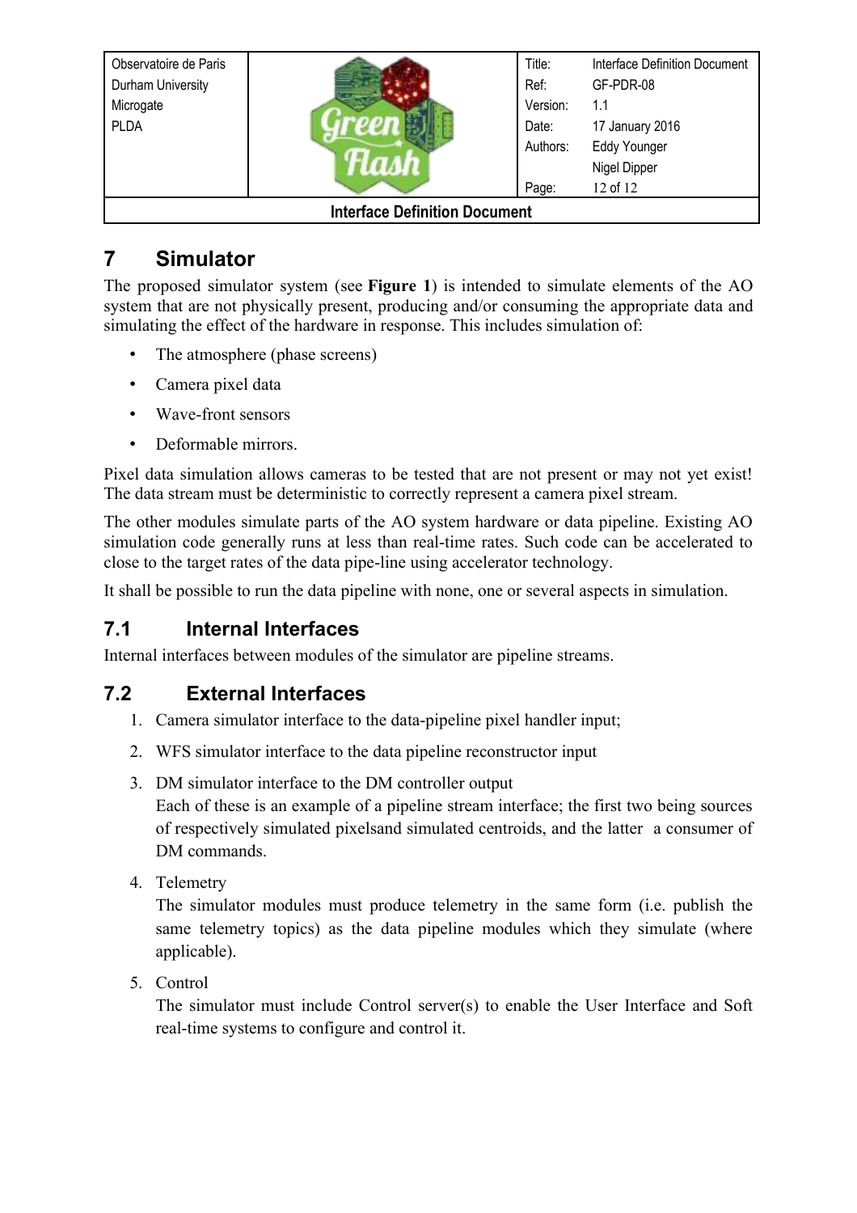# 7 Simulator

The proposed simulator system (see **Figure 1**) is intended to simulate elements of the AO system that are not physically present, producing and/or consuming the appropriate data and simulating the effect of the hardware in response. This includes simulation of:

- The atmosphere (phase screens)
- Camera pixel data
- Wave-front sensors
- Deformable mirrors.

Pixel data simulation allows cameras to be tested that are not present or may not yet exist! The data stream must be deterministic to correctly represent a camera pixel stream.

The other modules simulate parts of the AO system hardware or data pipeline. Existing AO simulation code generally runs at less than real-time rates. Such code can be accelerated to close to the target rates of the data pipe-line using accelerator technology.

It shall be possible to run the data pipeline with none, one or several aspects in simulation.

## 7.1 Internal Interfaces

Internal interfaces between modules of the simulator are pipeline streams.

## 7.2 External Interfaces

1. Camera simulator interface to the data-pipeline pixel handler input;
2. WFS simulator interface to the data pipeline reconstructor input
3. DM simulator interface to the DM controller output
   Each of these is an example of a pipeline stream interface; the first two being sources of respectively simulated pixelsand simulated centroids, and the latter a consumer of DM commands.
4. Telemetry
   The simulator modules must produce telemetry in the same form (i.e. publish the same telemetry topics) as the data pipeline modules which they simulate (where applicable).
5. Control
   The simulator must include Control server(s) to enable the User Interface and Soft real-time systems to configure and control it.